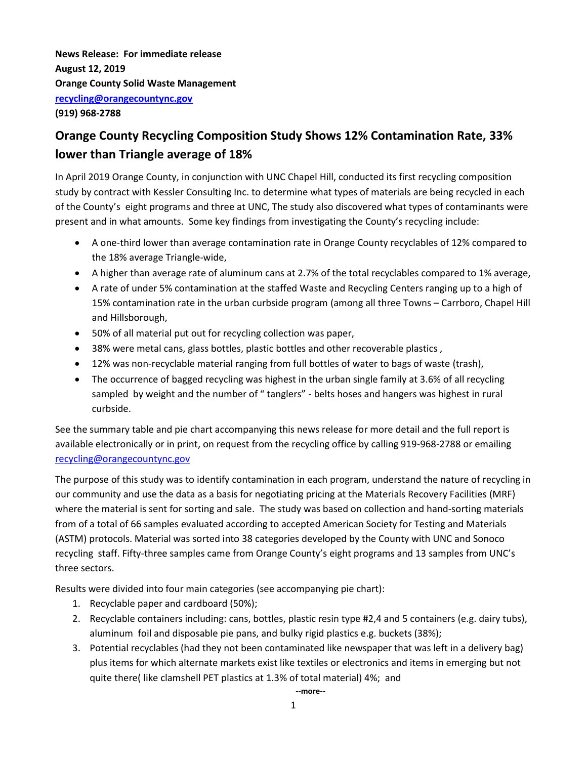**News Release: For immediate release**
**August 12, 2019**
**Orange County Solid Waste Management**
**recycling@orangecountync.gov**
**(919) 968-2788**

## Orange County Recycling Composition Study Shows 12% Contamination Rate, 33% lower than Triangle average of 18%

In April 2019 Orange County, in conjunction with UNC Chapel Hill, conducted its first recycling composition study by contract with Kessler Consulting Inc. to determine what types of materials are being recycled in each of the County's eight programs and three at UNC, The study also discovered what types of contaminants were present and in what amounts. Some key findings from investigating the County's recycling include:

- A one-third lower than average contamination rate in Orange County recyclables of 12% compared to the 18% average Triangle-wide,
- A higher than average rate of aluminum cans at 2.7% of the total recyclables compared to 1% average,
- A rate of under 5% contamination at the staffed Waste and Recycling Centers ranging up to a high of 15% contamination rate in the urban curbside program (among all three Towns – Carrboro, Chapel Hill and Hillsborough,
- 50% of all material put out for recycling collection was paper,
- 38% were metal cans, glass bottles, plastic bottles and other recoverable plastics ,
- 12% was non-recyclable material ranging from full bottles of water to bags of waste (trash),
- The occurrence of bagged recycling was highest in the urban single family at 3.6% of all recycling sampled by weight and the number of " tanglers" - belts hoses and hangers was highest in rural curbside.

See the summary table and pie chart accompanying this news release for more detail and the full report is available electronically or in print, on request from the recycling office by calling 919-968-2788 or emailing recycling@orangecountync.gov

The purpose of this study was to identify contamination in each program, understand the nature of recycling in our community and use the data as a basis for negotiating pricing at the Materials Recovery Facilities (MRF) where the material is sent for sorting and sale. The study was based on collection and hand-sorting materials from of a total of 66 samples evaluated according to accepted American Society for Testing and Materials (ASTM) protocols. Material was sorted into 38 categories developed by the County with UNC and Sonoco recycling staff. Fifty-three samples came from Orange County's eight programs and 13 samples from UNC's three sectors.

Results were divided into four main categories (see accompanying pie chart):

1. Recyclable paper and cardboard (50%);
2. Recyclable containers including: cans, bottles, plastic resin type #2,4 and 5 containers (e.g. dairy tubs), aluminum foil and disposable pie pans, and bulky rigid plastics e.g. buckets (38%);
3. Potential recyclables (had they not been contaminated like newspaper that was left in a delivery bag) plus items for which alternate markets exist like textiles or electronics and items in emerging but not quite there( like clamshell PET plastics at 1.3% of total material) 4%; and

--more--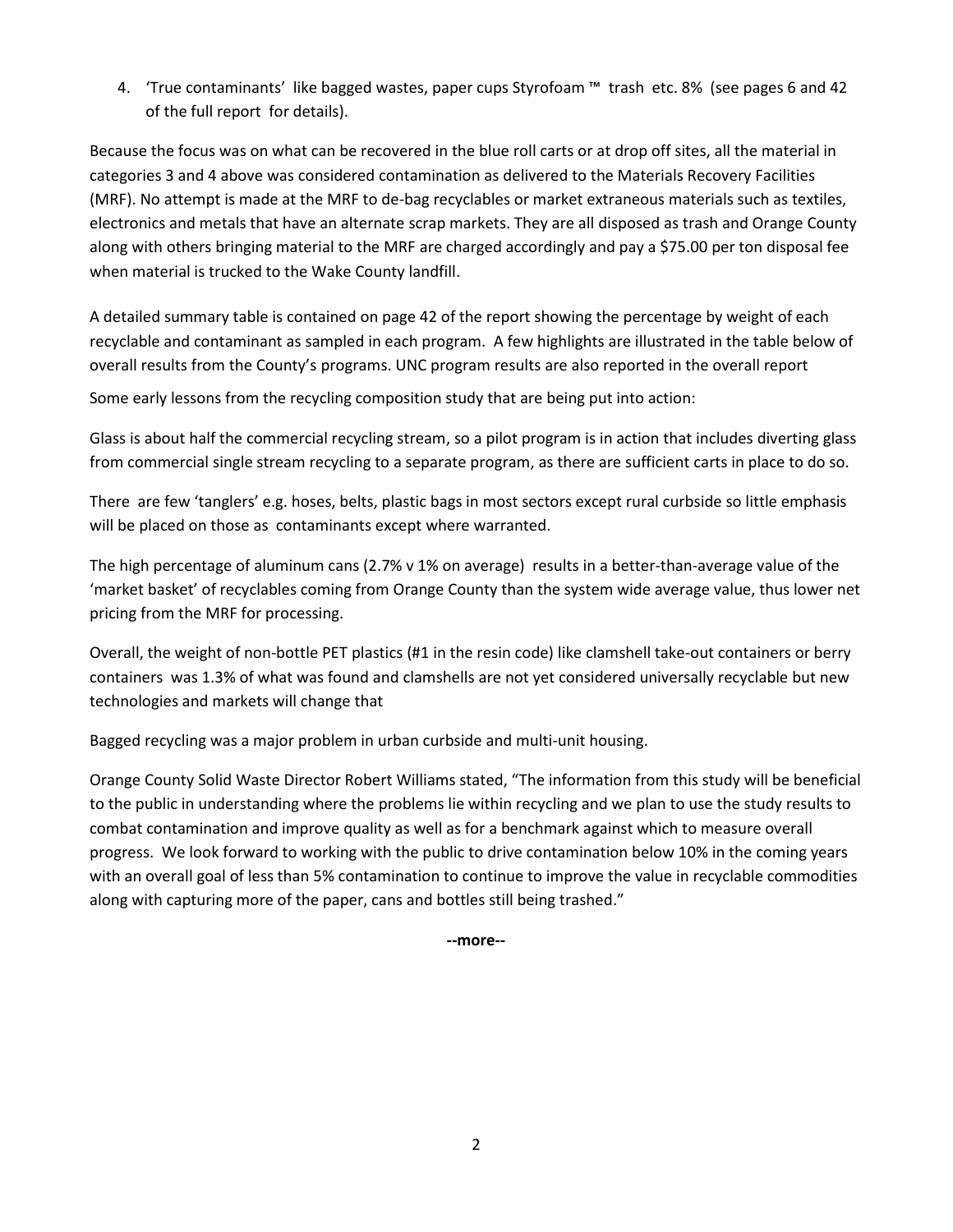4. 'True contaminants' like bagged wastes, paper cups Styrofoam ™ trash etc. 8% (see pages 6 and 42 of the full report for details).

Because the focus was on what can be recovered in the blue roll carts or at drop off sites, all the material in categories 3 and 4 above was considered contamination as delivered to the Materials Recovery Facilities (MRF). No attempt is made at the MRF to de-bag recyclables or market extraneous materials such as textiles, electronics and metals that have an alternate scrap markets. They are all disposed as trash and Orange County along with others bringing material to the MRF are charged accordingly and pay a $75.00 per ton disposal fee when material is trucked to the Wake County landfill.

A detailed summary table is contained on page 42 of the report showing the percentage by weight of each recyclable and contaminant as sampled in each program. A few highlights are illustrated in the table below of overall results from the County's programs. UNC program results are also reported in the overall report

Some early lessons from the recycling composition study that are being put into action:

Glass is about half the commercial recycling stream, so a pilot program is in action that includes diverting glass from commercial single stream recycling to a separate program, as there are sufficient carts in place to do so.

There are few 'tanglers' e.g. hoses, belts, plastic bags in most sectors except rural curbside so little emphasis will be placed on those as contaminants except where warranted.

The high percentage of aluminum cans (2.7% v 1% on average) results in a better-than-average value of the 'market basket' of recyclables coming from Orange County than the system wide average value, thus lower net pricing from the MRF for processing.

Overall, the weight of non-bottle PET plastics (#1 in the resin code) like clamshell take-out containers or berry containers was 1.3% of what was found and clamshells are not yet considered universally recyclable but new technologies and markets will change that

Bagged recycling was a major problem in urban curbside and multi-unit housing.

Orange County Solid Waste Director Robert Williams stated, "The information from this study will be beneficial to the public in understanding where the problems lie within recycling and we plan to use the study results to combat contamination and improve quality as well as for a benchmark against which to measure overall progress. We look forward to working with the public to drive contamination below 10% in the coming years with an overall goal of less than 5% contamination to continue to improve the value in recyclable commodities along with capturing more of the paper, cans and bottles still being trashed."

**--more--**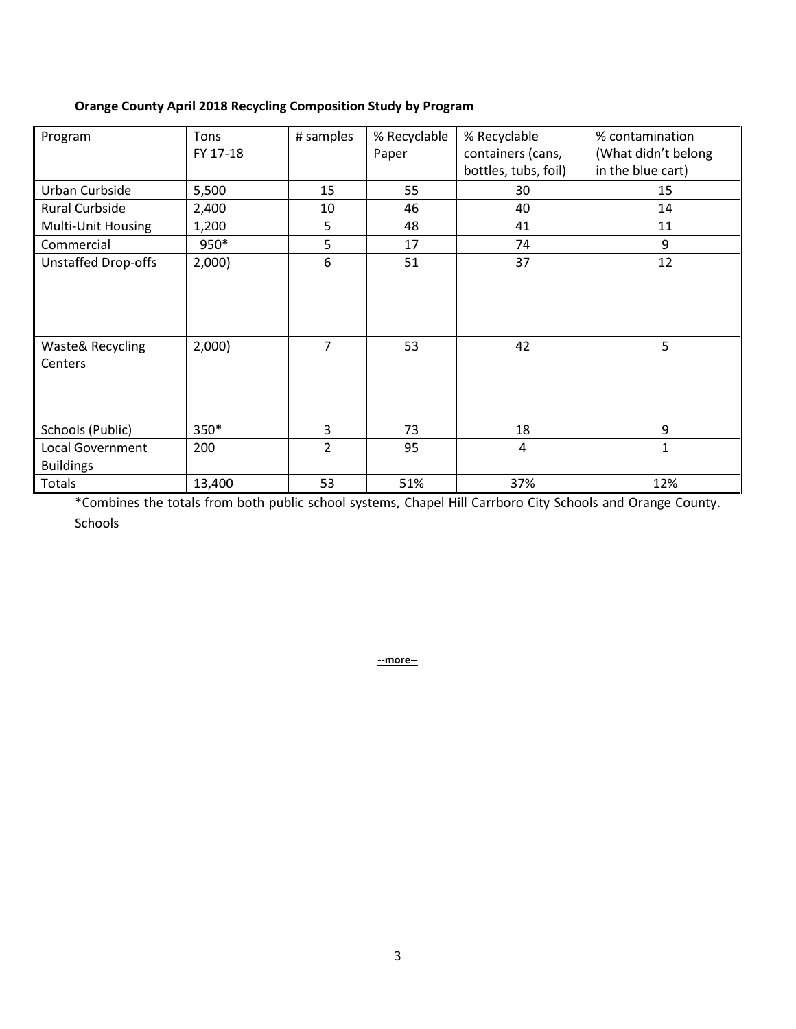**Orange County April 2018 Recycling Composition Study by Program**

| Program | Tons FY 17-18 | # samples | % Recyclable Paper | % Recyclable containers (cans, bottles, tubs, foil) | % contamination (What didn't belong in the blue cart) |
|---|---|---|---|---|---|
| Urban Curbside | 5,500 | 15 | 55 | 30 | 15 |
| Rural Curbside | 2,400 | 10 | 46 | 40 | 14 |
| Multi-Unit Housing | 1,200 | 5 | 48 | 41 | 11 |
| Commercial | 950* | 5 | 17 | 74 | 9 |
| Unstaffed Drop-offs | 2,000) | 6 | 51 | 37 | 12 |
| Waste& Recycling Centers | 2,000) | 7 | 53 | 42 | 5 |
| Schools (Public) | 350* | 3 | 73 | 18 | 9 |
| Local Government Buildings | 200 | 2 | 95 | 4 | 1 |
| Totals | 13,400 | 53 | 51% | 37% | 12% |

*Combines the totals from both public school systems, Chapel Hill Carrboro City Schools and Orange County. Schools

**--more--**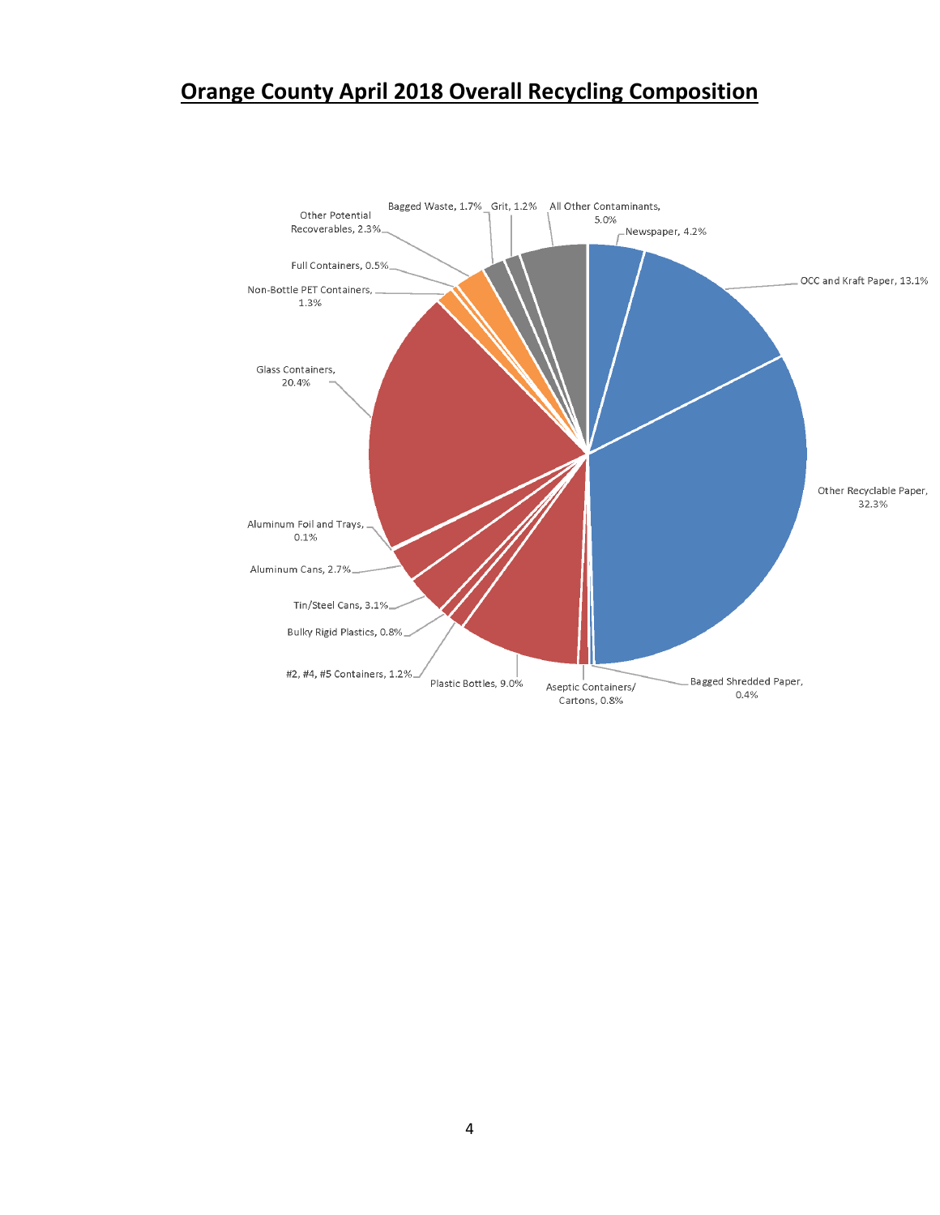# Orange County April 2018 Overall Recycling Composition

Newspaper, 4.2%

OCC and Kraft Paper, 13.1%

Other Recyclable Paper, 32.3%

Bagged Shredded Paper, 0.4%

Aseptic Containers/ Cartons, 0.8%

Plastic Bottles, 9.0%

#2, #4, #5 Containers, 1.2%

Bulky Rigid Plastics, 0.8%

Tin/Steel Cans, 3.1%

Aluminum Cans, 2.7%

Aluminum Foil and Trays, 0.1%

Glass Containers, 20.4%

Non-Bottle PET Containers, 1.3%

Full Containers, 0.5%

Other Potential Recoverables, 2.3%

Bagged Waste, 1.7%

Grit, 1.2%

All Other Contaminants, 5.0%